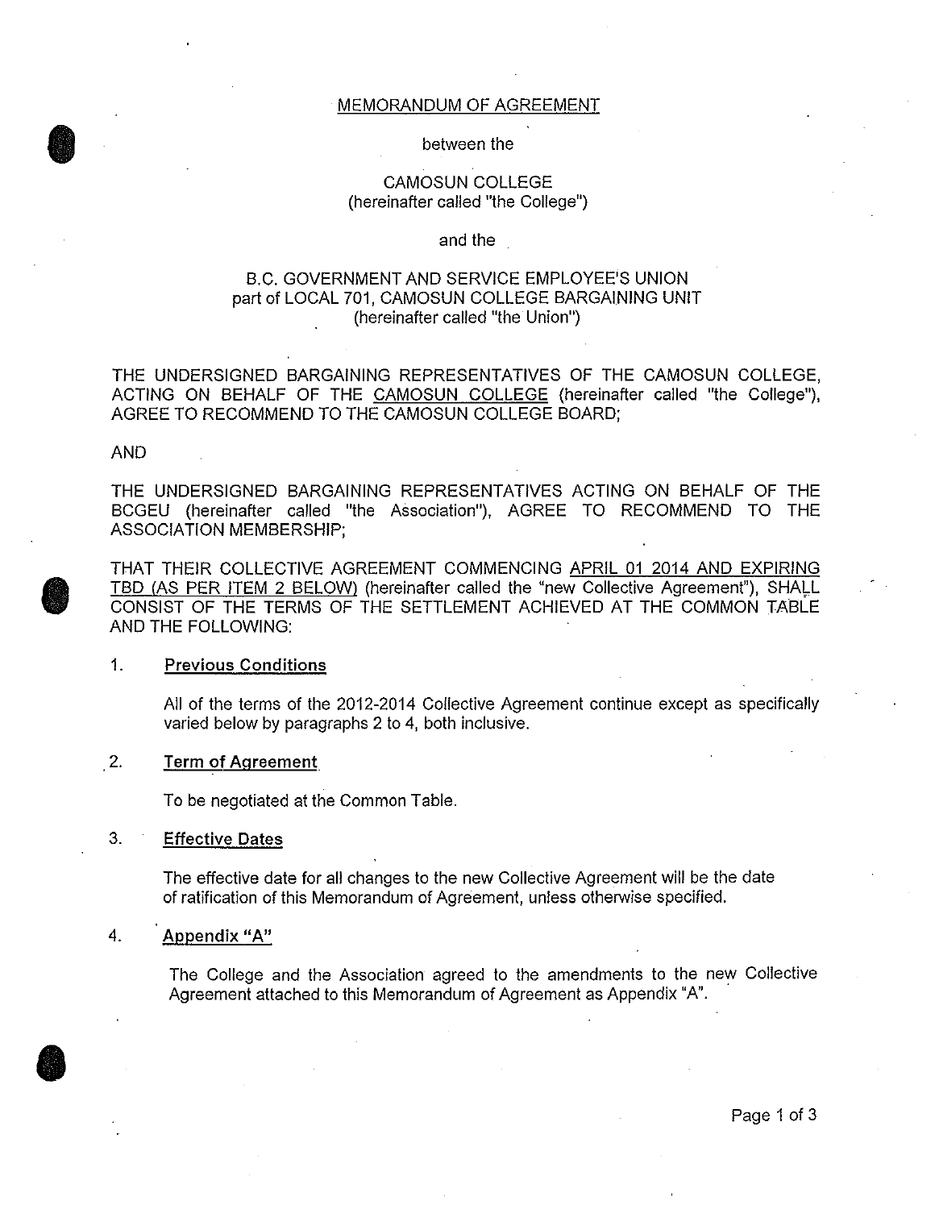# MEMORANDUM OF AGREEMENT

between the

CAMOSUN COLLEGE
(hereinafter called "the College")

and the

B.C. GOVERNMENT AND SERVICE EMPLOYEE'S UNION
part of LOCAL 701, CAMOSUN COLLEGE BARGAINING UNIT
(hereinafter called "the Union")

THE UNDERSIGNED BARGAINING REPRESENTATIVES OF THE CAMOSUN COLLEGE, ACTING ON BEHALF OF THE CAMOSUN COLLEGE (hereinafter called "the College"), AGREE TO RECOMMEND TO THE CAMOSUN COLLEGE BOARD;

AND

THE UNDERSIGNED BARGAINING REPRESENTATIVES ACTING ON BEHALF OF THE BCGEU (hereinafter called "the Association"), AGREE TO RECOMMEND TO THE ASSOCIATION MEMBERSHIP;

THAT THEIR COLLECTIVE AGREEMENT COMMENCING APRIL 01 2014 AND EXPIRING TBD (AS PER ITEM 2 BELOW) (hereinafter called the "new Collective Agreement"), SHALL CONSIST OF THE TERMS OF THE SETTLEMENT ACHIEVED AT THE COMMON TABLE AND THE FOLLOWING:

1. **Previous Conditions**

   All of the terms of the 2012-2014 Collective Agreement continue except as specifically varied below by paragraphs 2 to 4, both inclusive.

2. **Term of Agreement**

   To be negotiated at the Common Table.

3. **Effective Dates**

   The effective date for all changes to the new Collective Agreement will be the date of ratification of this Memorandum of Agreement, unless otherwise specified.

4. **Appendix "A"**

   The College and the Association agreed to the amendments to the new Collective Agreement attached to this Memorandum of Agreement as Appendix "A".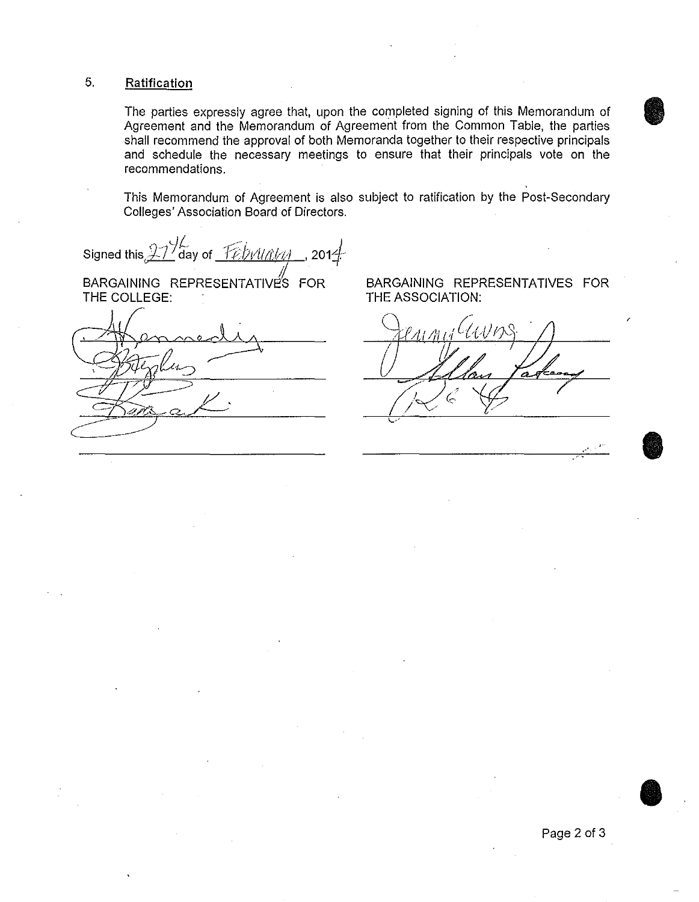## 5. Ratification

The parties expressly agree that, upon the completed signing of this Memorandum of Agreement and the Memorandum of Agreement from the Common Table, the parties shall recommend the approval of both Memoranda together to their respective principals and schedule the necessary meetings to ensure that their principals vote on the recommendations.

This Memorandum of Agreement is also subject to ratification by the Post-Secondary Colleges' Association Board of Directors.

Signed this 27th day of February, 2014

| BARGAINING REPRESENTATIVES FOR THE COLLEGE: | BARGAINING REPRESENTATIVES FOR THE ASSOCIATION: |
|---|---|
| [signature] | [signature] |
| [signature] | [signature] |
| [signature] | [signature] |
| | |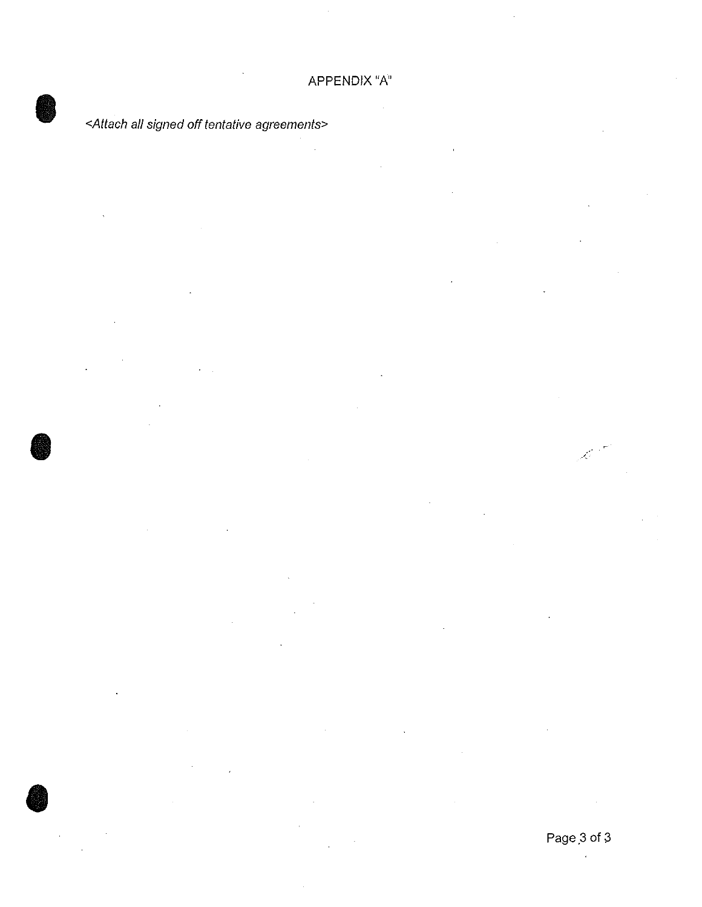# APPENDIX "A"

*<Attach all signed off tentative agreements>*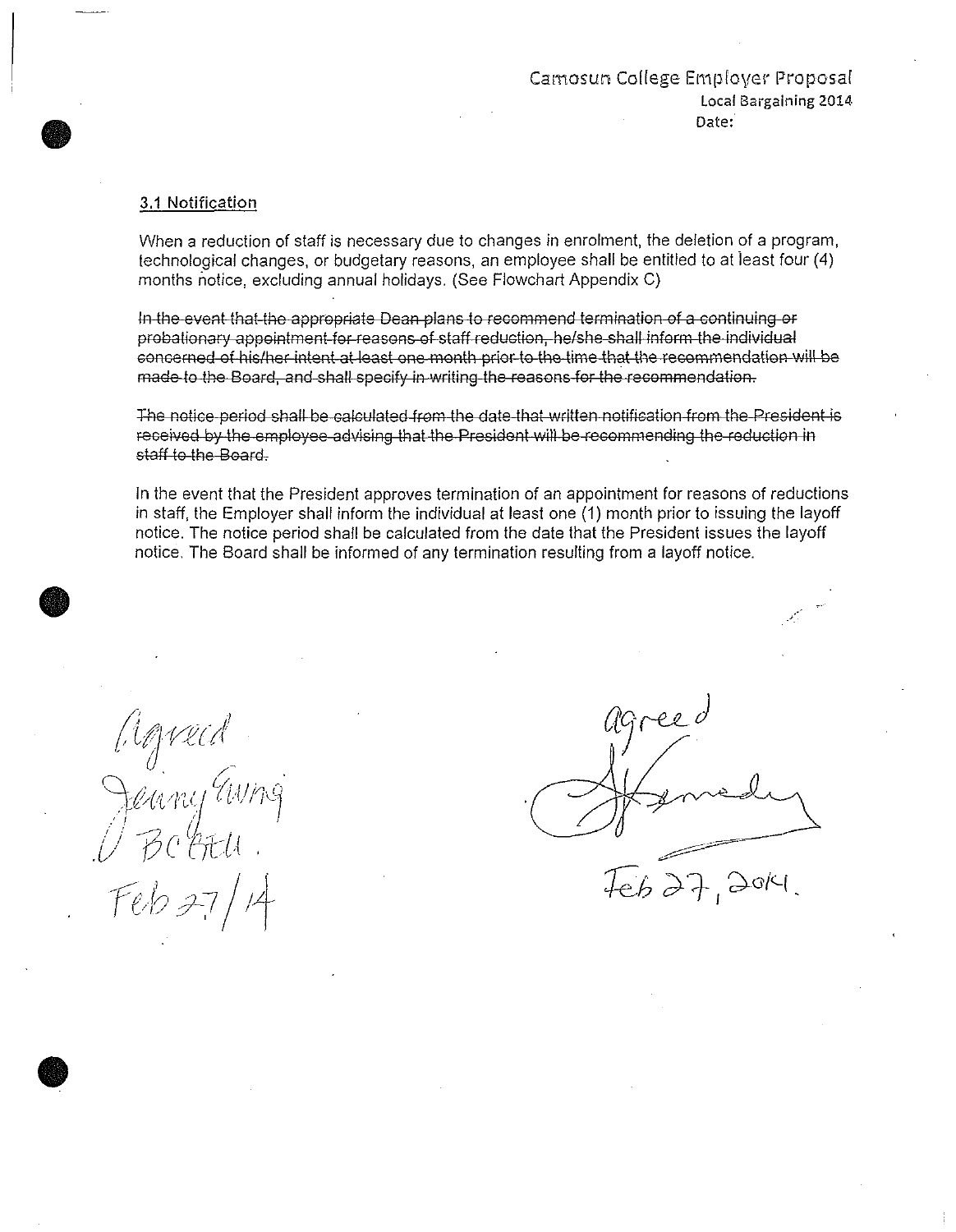Camosun College Employer Proposal
Local Bargaining 2014
Date:

### 3.1 Notification

When a reduction of staff is necessary due to changes in enrolment, the deletion of a program, technological changes, or budgetary reasons, an employee shall be entitled to at least four (4) months notice, excluding annual holidays. (See Flowchart Appendix C)

~~In the event that the appropriate Dean plans to recommend termination of a continuing or probationary appointment for reasons of staff reduction, he/she shall inform the individual concerned of his/her intent at least one month prior to the time that the recommendation will be made to the Board, and shall specify in writing the reasons for the recommendation.~~

~~The notice period shall be calculated from the date that written notification from the President is received by the employee advising that the President will be recommending the reduction in staff to the Board.~~

In the event that the President approves termination of an appointment for reasons of reductions in staff, the Employer shall inform the individual at least one (1) month prior to issuing the layoff notice. The notice period shall be calculated from the date that the President issues the layoff notice. The Board shall be informed of any termination resulting from a layoff notice.

Agreed
Jenny Ewing
BCGEU.
Feb 27/14

agreed
[signature]
Feb 27, 2014.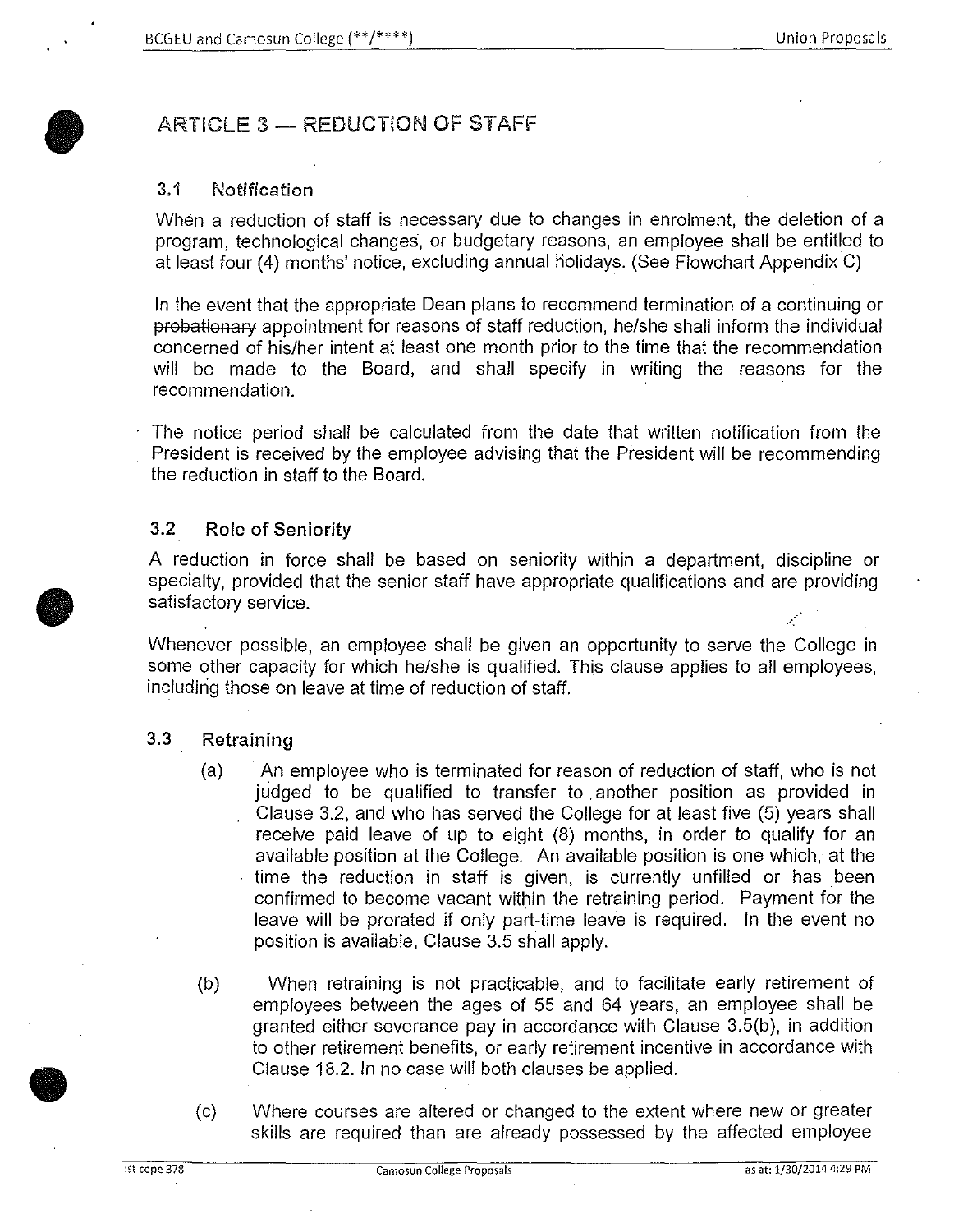## ARTICLE 3 — REDUCTION OF STAFF

### 3.1 Notification

When a reduction of staff is necessary due to changes in enrolment, the deletion of a program, technological changes, or budgetary reasons, an employee shall be entitled to at least four (4) months' notice, excluding annual holidays. (See Flowchart Appendix C)

In the event that the appropriate Dean plans to recommend termination of a continuing ~~or probationary~~ appointment for reasons of staff reduction, he/she shall inform the individual concerned of his/her intent at least one month prior to the time that the recommendation will be made to the Board, and shall specify in writing the reasons for the recommendation.

The notice period shall be calculated from the date that written notification from the President is received by the employee advising that the President will be recommending the reduction in staff to the Board.

### 3.2 Role of Seniority

A reduction in force shall be based on seniority within a department, discipline or specialty, provided that the senior staff have appropriate qualifications and are providing satisfactory service.

Whenever possible, an employee shall be given an opportunity to serve the College in some other capacity for which he/she is qualified. This clause applies to all employees, including those on leave at time of reduction of staff.

### 3.3 Retraining

(a) An employee who is terminated for reason of reduction of staff, who is not judged to be qualified to transfer to another position as provided in Clause 3.2, and who has served the College for at least five (5) years shall receive paid leave of up to eight (8) months, in order to qualify for an available position at the College. An available position is one which, at the time the reduction in staff is given, is currently unfilled or has been confirmed to become vacant within the retraining period. Payment for the leave will be prorated if only part-time leave is required. In the event no position is available, Clause 3.5 shall apply.

(b) When retraining is not practicable, and to facilitate early retirement of employees between the ages of 55 and 64 years, an employee shall be granted either severance pay in accordance with Clause 3.5(b), in addition to other retirement benefits, or early retirement incentive in accordance with Clause 18.2. In no case will both clauses be applied.

(c) Where courses are altered or changed to the extent where new or greater skills are required than are already possessed by the affected employee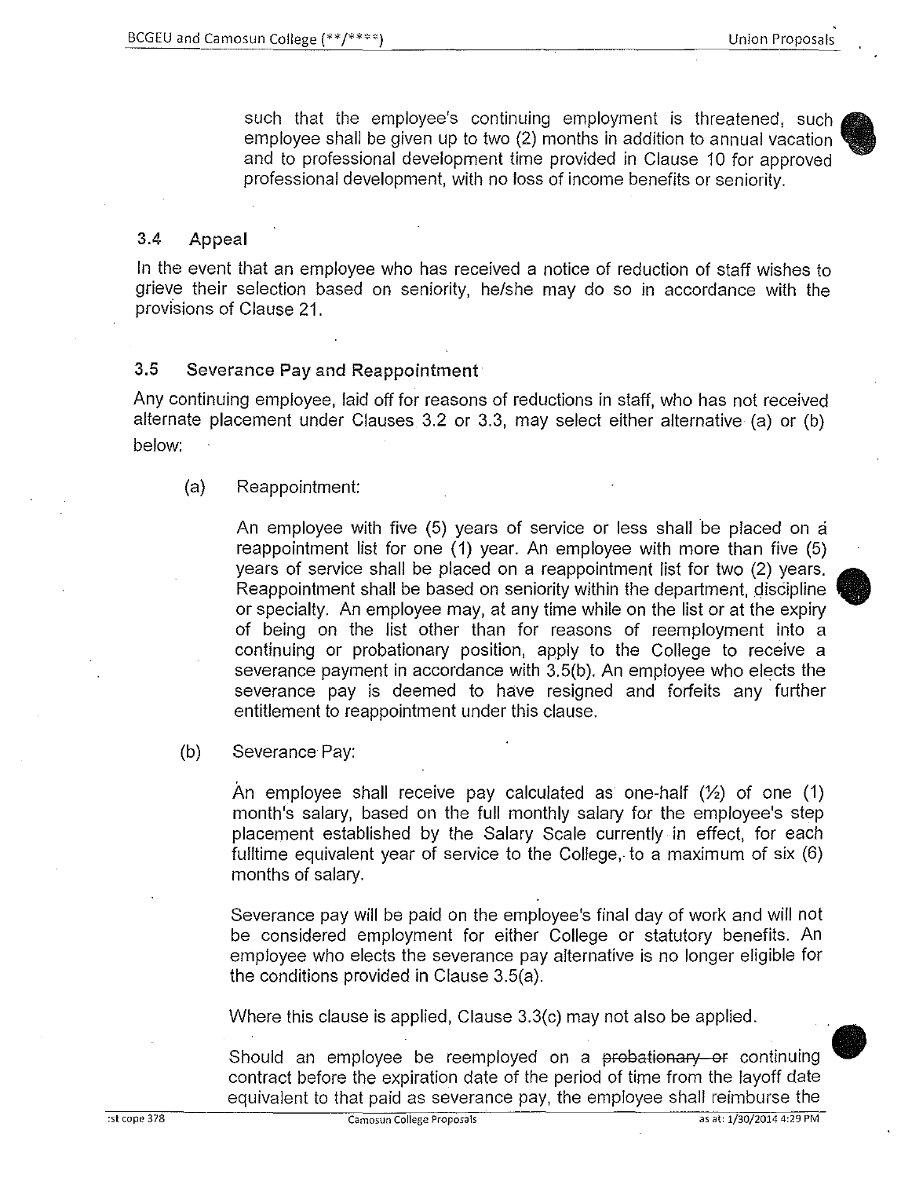such that the employee's continuing employment is threatened, such employee shall be given up to two (2) months in addition to annual vacation and to professional development time provided in Clause 10 for approved professional development, with no loss of income benefits or seniority.

### 3.4 Appeal

In the event that an employee who has received a notice of reduction of staff wishes to grieve their selection based on seniority, he/she may do so in accordance with the provisions of Clause 21.

### 3.5 Severance Pay and Reappointment

Any continuing employee, laid off for reasons of reductions in staff, who has not received alternate placement under Clauses 3.2 or 3.3, may select either alternative (a) or (b) below:

(a) Reappointment:

An employee with five (5) years of service or less shall be placed on a reappointment list for one (1) year. An employee with more than five (5) years of service shall be placed on a reappointment list for two (2) years. Reappointment shall be based on seniority within the department, discipline or specialty. An employee may, at any time while on the list or at the expiry of being on the list other than for reasons of reemployment into a continuing or probationary position, apply to the College to receive a severance payment in accordance with 3.5(b). An employee who elects the severance pay is deemed to have resigned and forfeits any further entitlement to reappointment under this clause.

(b) Severance Pay:

An employee shall receive pay calculated as one-half (½) of one (1) month's salary, based on the full monthly salary for the employee's step placement established by the Salary Scale currently in effect, for each fulltime equivalent year of service to the College, to a maximum of six (6) months of salary.

Severance pay will be paid on the employee's final day of work and will not be considered employment for either College or statutory benefits. An employee who elects the severance pay alternative is no longer eligible for the conditions provided in Clause 3.5(a).

Where this clause is applied, Clause 3.3(c) may not also be applied.

Should an employee be reemployed on a ~~probationary or~~ continuing contract before the expiration date of the period of time from the layoff date equivalent to that paid as severance pay, the employee shall reimburse the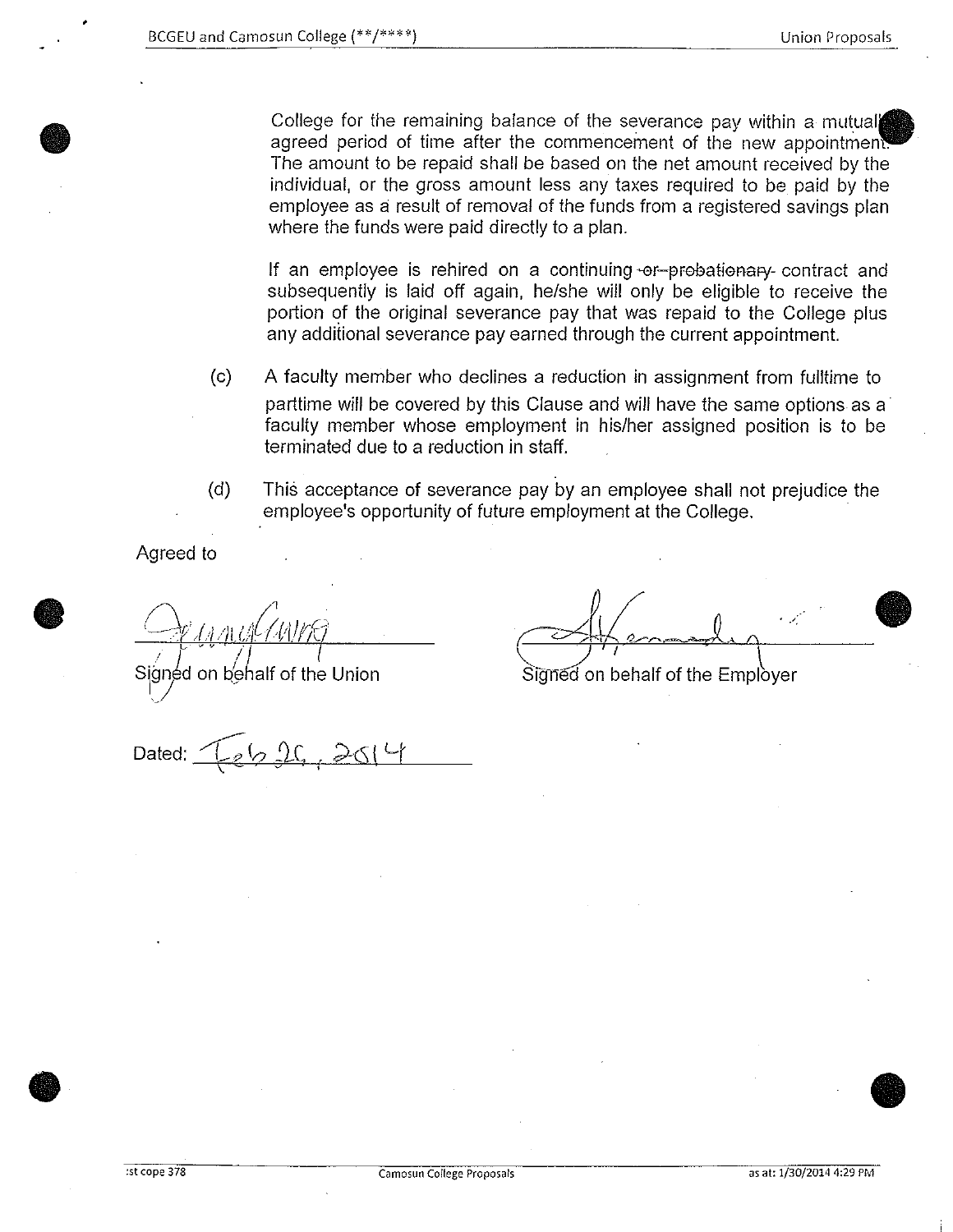College for the remaining balance of the severance pay within a mutually agreed period of time after the commencement of the new appointment. The amount to be repaid shall be based on the net amount received by the individual, or the gross amount less any taxes required to be paid by the employee as a result of removal of the funds from a registered savings plan where the funds were paid directly to a plan.

If an employee is rehired on a continuing ~~or probationary~~ contract and subsequently is laid off again, he/she will only be eligible to receive the portion of the original severance pay that was repaid to the College plus any additional severance pay earned through the current appointment.

(c) A faculty member who declines a reduction in assignment from fulltime to parttime will be covered by this Clause and will have the same options as a faculty member whose employment in his/her assigned position is to be terminated due to a reduction in staff.

(d) This acceptance of severance pay by an employee shall not prejudice the employee's opportunity of future employment at the College.

Agreed to

Signed on behalf of the Union

Signed on behalf of the Employer

Dated: Feb 26, 2014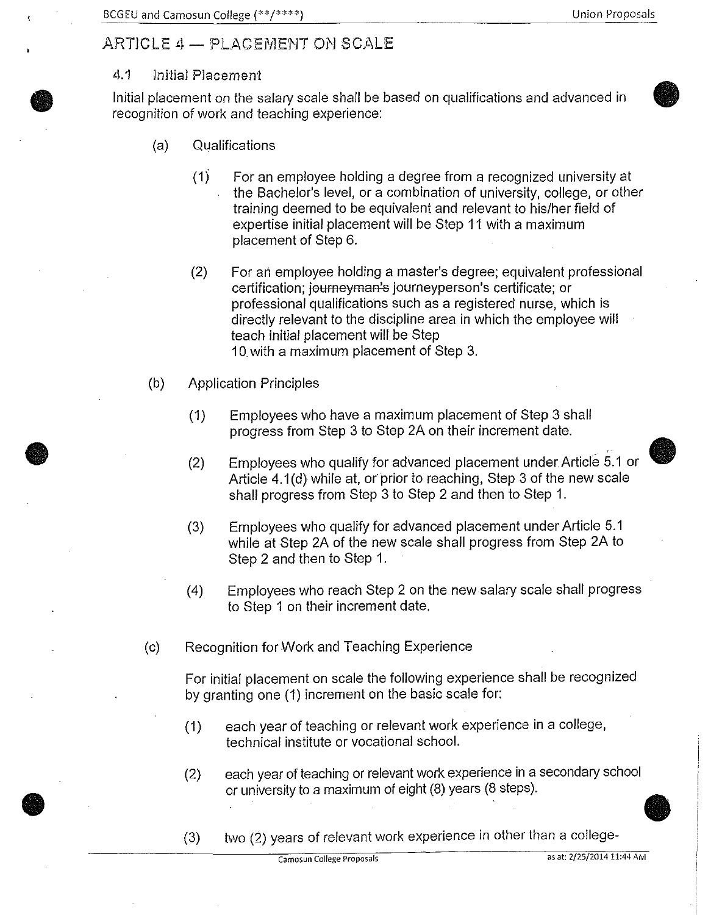## ARTICLE 4 — PLACEMENT ON SCALE

### 4.1 Initial Placement

Initial placement on the salary scale shall be based on qualifications and advanced in recognition of work and teaching experience:

(a) Qualifications

(1) For an employee holding a degree from a recognized university at the Bachelor's level, or a combination of university, college, or other training deemed to be equivalent and relevant to his/her field of expertise initial placement will be Step 11 with a maximum placement of Step 6.

(2) For an employee holding a master's degree; equivalent professional certification; ~~journeyman's~~ journeyperson's certificate; or professional qualifications such as a registered nurse, which is directly relevant to the discipline area in which the employee will teach initial placement will be Step 10 with a maximum placement of Step 3.

(b) Application Principles

(1) Employees who have a maximum placement of Step 3 shall progress from Step 3 to Step 2A on their increment date.

(2) Employees who qualify for advanced placement under Article 5.1 or Article 4.1(d) while at, or prior to reaching, Step 3 of the new scale shall progress from Step 3 to Step 2 and then to Step 1.

(3) Employees who qualify for advanced placement under Article 5.1 while at Step 2A of the new scale shall progress from Step 2A to Step 2 and then to Step 1.

(4) Employees who reach Step 2 on the new salary scale shall progress to Step 1 on their increment date.

(c) Recognition for Work and Teaching Experience

For initial placement on scale the following experience shall be recognized by granting one (1) increment on the basic scale for:

(1) each year of teaching or relevant work experience in a college, technical institute or vocational school.

(2) each year of teaching or relevant work experience in a secondary school or university to a maximum of eight (8) years (8 steps).

(3) two (2) years of relevant work experience in other than a college-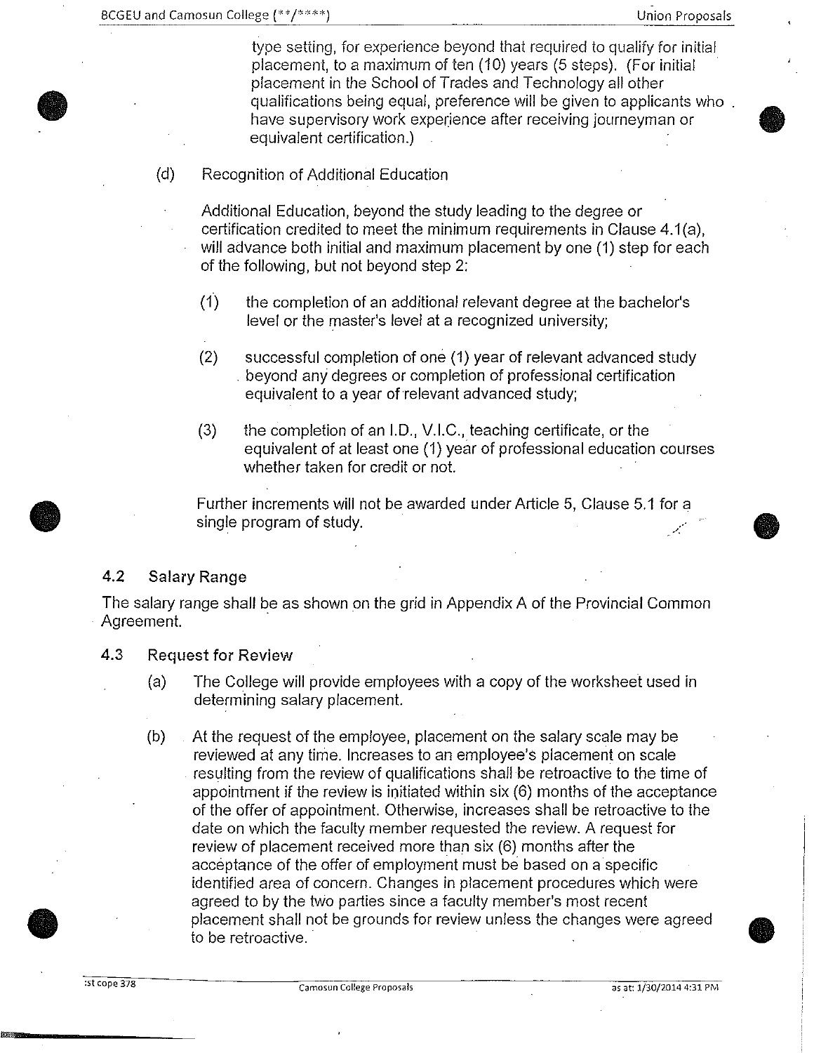type setting, for experience beyond that required to qualify for initial placement, to a maximum of ten (10) years (5 steps). (For initial placement in the School of Trades and Technology all other qualifications being equal, preference will be given to applicants who have supervisory work experience after receiving journeyman or equivalent certification.)

(d) Recognition of Additional Education

Additional Education, beyond the study leading to the degree or certification credited to meet the minimum requirements in Clause 4.1(a), will advance both initial and maximum placement by one (1) step for each of the following, but not beyond step 2:

(1) the completion of an additional relevant degree at the bachelor's level or the master's level at a recognized university;

(2) successful completion of one (1) year of relevant advanced study beyond any degrees or completion of professional certification equivalent to a year of relevant advanced study;

(3) the completion of an I.D., V.I.C., teaching certificate, or the equivalent of at least one (1) year of professional education courses whether taken for credit or not.

Further increments will not be awarded under Article 5, Clause 5.1 for a single program of study.

## 4.2 Salary Range

The salary range shall be as shown on the grid in Appendix A of the Provincial Common Agreement.

## 4.3 Request for Review

(a) The College will provide employees with a copy of the worksheet used in determining salary placement.

(b) At the request of the employee, placement on the salary scale may be reviewed at any time. Increases to an employee's placement on scale resulting from the review of qualifications shall be retroactive to the time of appointment if the review is initiated within six (6) months of the acceptance of the offer of appointment. Otherwise, increases shall be retroactive to the date on which the faculty member requested the review. A request for review of placement received more than six (6) months after the acceptance of the offer of employment must be based on a specific identified area of concern. Changes in placement procedures which were agreed to by the two parties since a faculty member's most recent placement shall not be grounds for review unless the changes were agreed to be retroactive.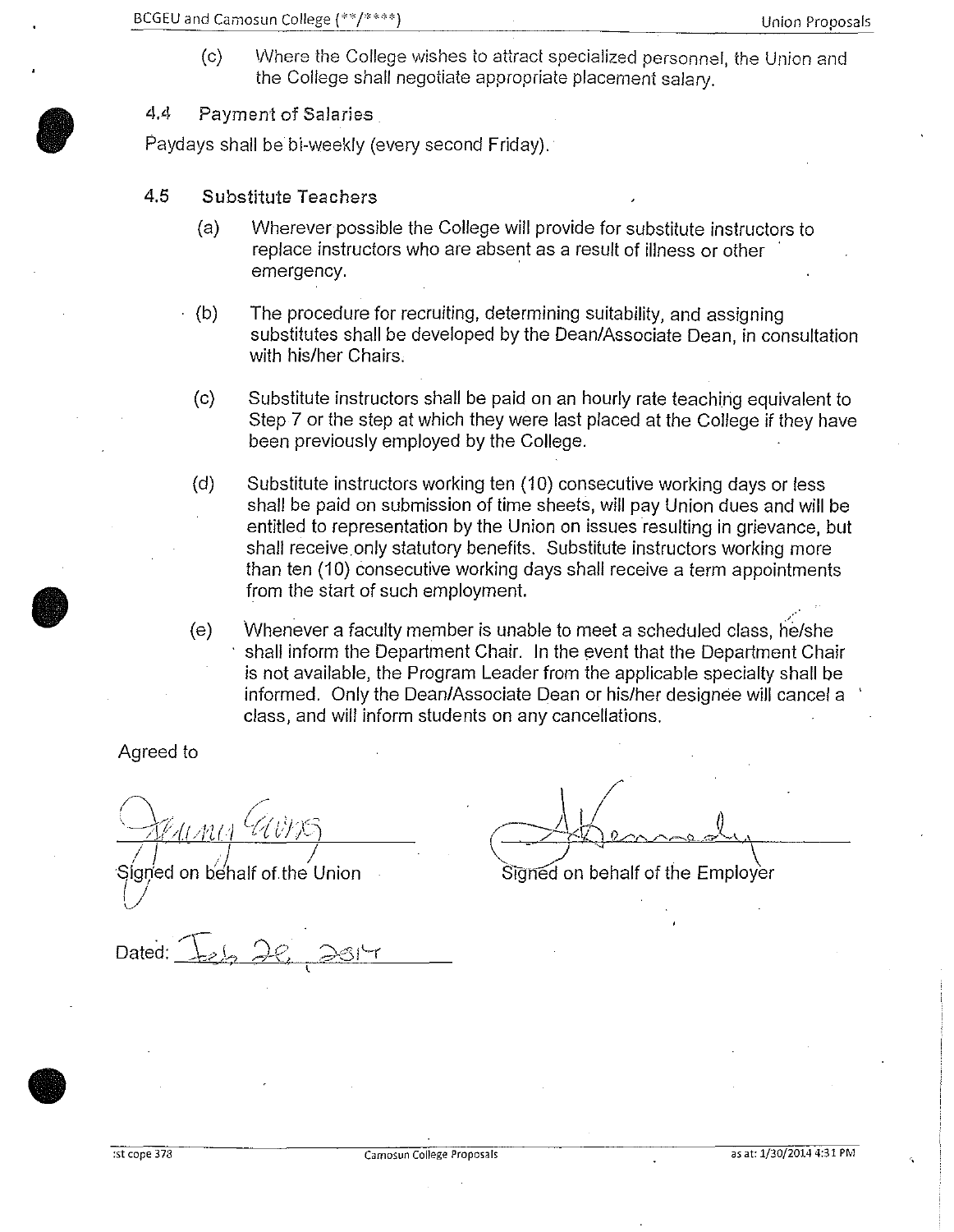(c) Where the College wishes to attract specialized personnel, the Union and the College shall negotiate appropriate placement salary.

### 4.4 Payment of Salaries

Paydays shall be bi-weekly (every second Friday).

### 4.5 Substitute Teachers

(a) Wherever possible the College will provide for substitute instructors to replace instructors who are absent as a result of illness or other emergency.

(b) The procedure for recruiting, determining suitability, and assigning substitutes shall be developed by the Dean/Associate Dean, in consultation with his/her Chairs.

(c) Substitute instructors shall be paid on an hourly rate teaching equivalent to Step 7 or the step at which they were last placed at the College if they have been previously employed by the College.

(d) Substitute instructors working ten (10) consecutive working days or less shall be paid on submission of time sheets, will pay Union dues and will be entitled to representation by the Union on issues resulting in grievance, but shall receive only statutory benefits. Substitute instructors working more than ten (10) consecutive working days shall receive a term appointments from the start of such employment.

(e) Whenever a faculty member is unable to meet a scheduled class, he/she shall inform the Department Chair. In the event that the Department Chair is not available, the Program Leader from the applicable specialty shall be informed. Only the Dean/Associate Dean or his/her designee will cancel a class, and will inform students on any cancellations.

Agreed to

Signed on behalf of the Union

Signed on behalf of the Employer

Dated: Feb 26, 2014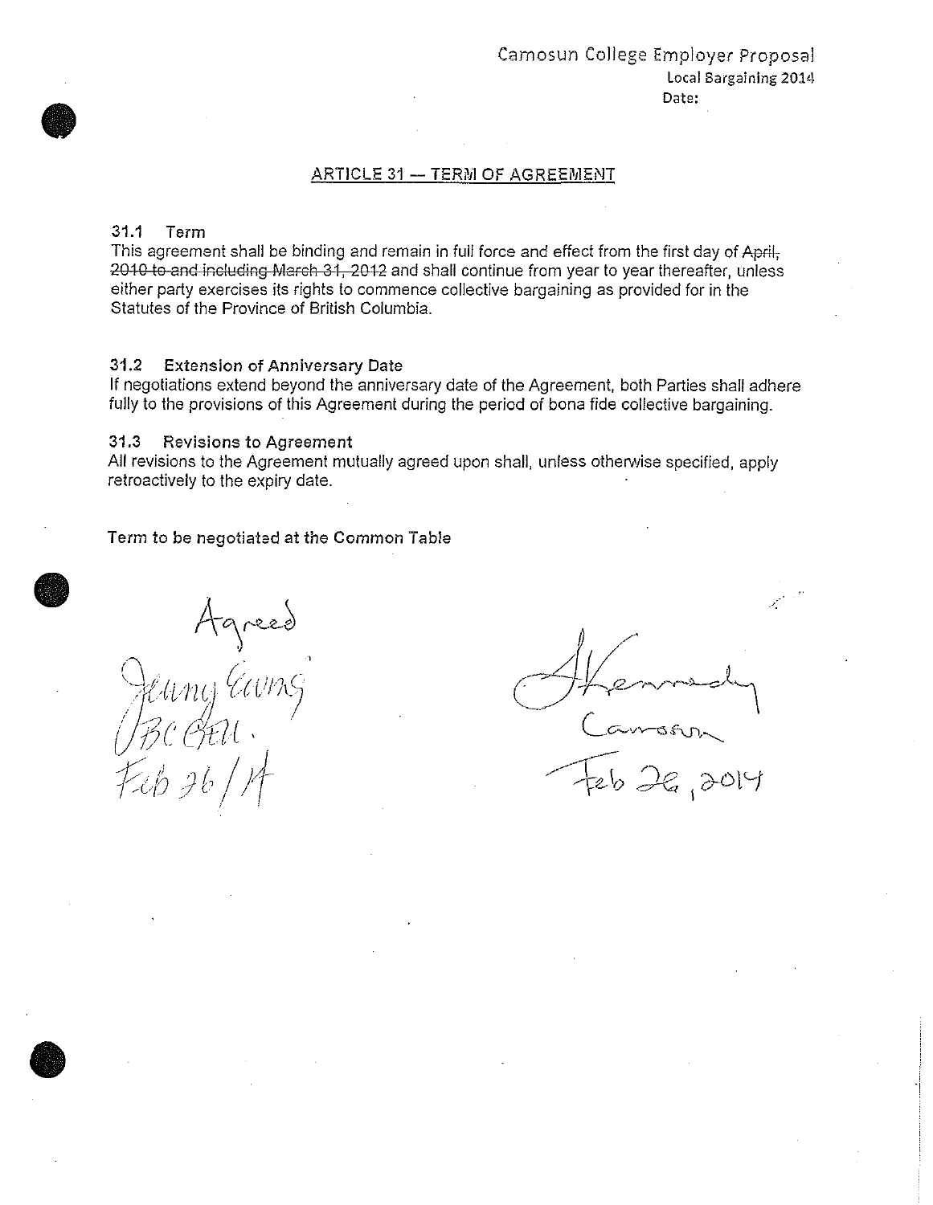Camosun College Employer Proposal
Local Bargaining 2014
Date:

## ARTICLE 31 — TERM OF AGREEMENT

### 31.1 Term

This agreement shall be binding and remain in full force and effect from the first day of ~~April, 2010 to and including March 31, 2012~~ and shall continue from year to year thereafter, unless either party exercises its rights to commence collective bargaining as provided for in the Statutes of the Province of British Columbia.

### 31.2 Extension of Anniversary Date

If negotiations extend beyond the anniversary date of the Agreement, both Parties shall adhere fully to the provisions of this Agreement during the period of bona fide collective bargaining.

### 31.3 Revisions to Agreement

All revisions to the Agreement mutually agreed upon shall, unless otherwise specified, apply retroactively to the expiry date.

Term to be negotiated at the Common Table

Agreed
Jenny Ewing
BCGEU
Feb 26/14

S Kennedy
Camosun
Feb 26, 2014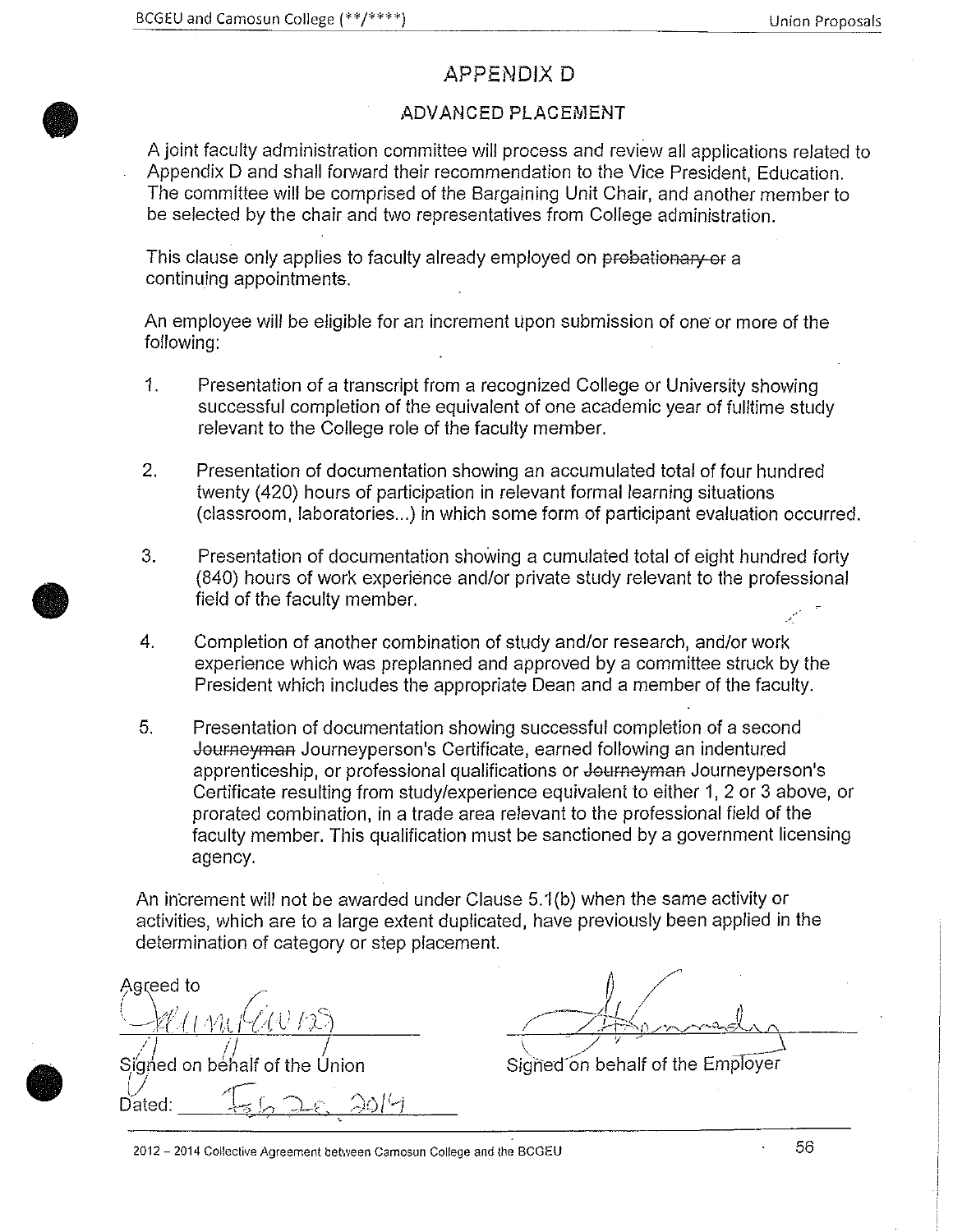# APPENDIX D

## ADVANCED PLACEMENT

A joint faculty administration committee will process and review all applications related to Appendix D and shall forward their recommendation to the Vice President, Education. The committee will be comprised of the Bargaining Unit Chair, and another member to be selected by the chair and two representatives from College administration.

This clause only applies to faculty already employed on ~~probationary or~~ a continuing appointment~~s~~.

An employee will be eligible for an increment upon submission of one or more of the following:

1. Presentation of a transcript from a recognized College or University showing successful completion of the equivalent of one academic year of fulltime study relevant to the College role of the faculty member.

2. Presentation of documentation showing an accumulated total of four hundred twenty (420) hours of participation in relevant formal learning situations (classroom, laboratories...) in which some form of participant evaluation occurred.

3. Presentation of documentation showing a cumulated total of eight hundred forty (840) hours of work experience and/or private study relevant to the professional field of the faculty member.

4. Completion of another combination of study and/or research, and/or work experience which was preplanned and approved by a committee struck by the President which includes the appropriate Dean and a member of the faculty.

5. Presentation of documentation showing successful completion of a second ~~Journeyman~~ Journeyperson's Certificate, earned following an indentured apprenticeship, or professional qualifications or ~~Journeyman~~ Journeyperson's Certificate resulting from study/experience equivalent to either 1, 2 or 3 above, or prorated combination, in a trade area relevant to the professional field of the faculty member. This qualification must be sanctioned by a government licensing agency.

An increment will not be awarded under Clause 5.1(b) when the same activity or activities, which are to a large extent duplicated, have previously been applied in the determination of category or step placement.

Agreed to

Signed on behalf of the Union

Dated: Feb 20, 2014

Signed on behalf of the Employer

2012 – 2014 Collective Agreement between Camosun College and the BCGEU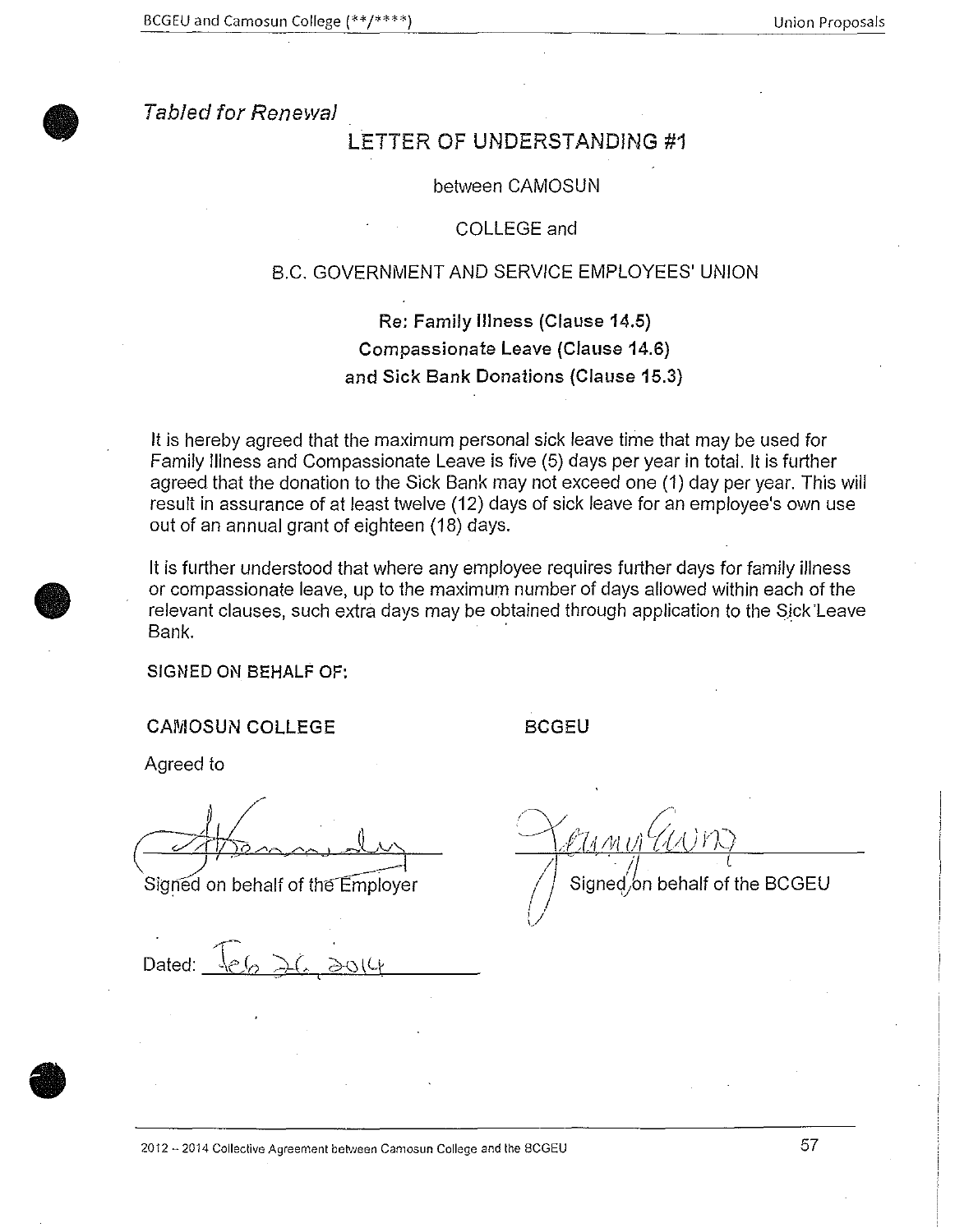*Tabled for Renewal*

# LETTER OF UNDERSTANDING #1

between CAMOSUN

COLLEGE and

B.C. GOVERNMENT AND SERVICE EMPLOYEES' UNION

**Re: Family Illness (Clause 14.5)**
**Compassionate Leave (Clause 14.6)**
**and Sick Bank Donations (Clause 15.3)**

It is hereby agreed that the maximum personal sick leave time that may be used for Family Illness and Compassionate Leave is five (5) days per year in total. It is further agreed that the donation to the Sick Bank may not exceed one (1) day per year. This will result in assurance of at least twelve (12) days of sick leave for an employee's own use out of an annual grant of eighteen (18) days.

It is further understood that where any employee requires further days for family illness or compassionate leave, up to the maximum number of days allowed within each of the relevant clauses, such extra days may be obtained through application to the Sick Leave Bank.

**SIGNED ON BEHALF OF:**

**CAMOSUN COLLEGE**

Agreed to

Signed on behalf of the Employer

**BCGEU**

Signed on behalf of the BCGEU

Dated: Feb 26, 2014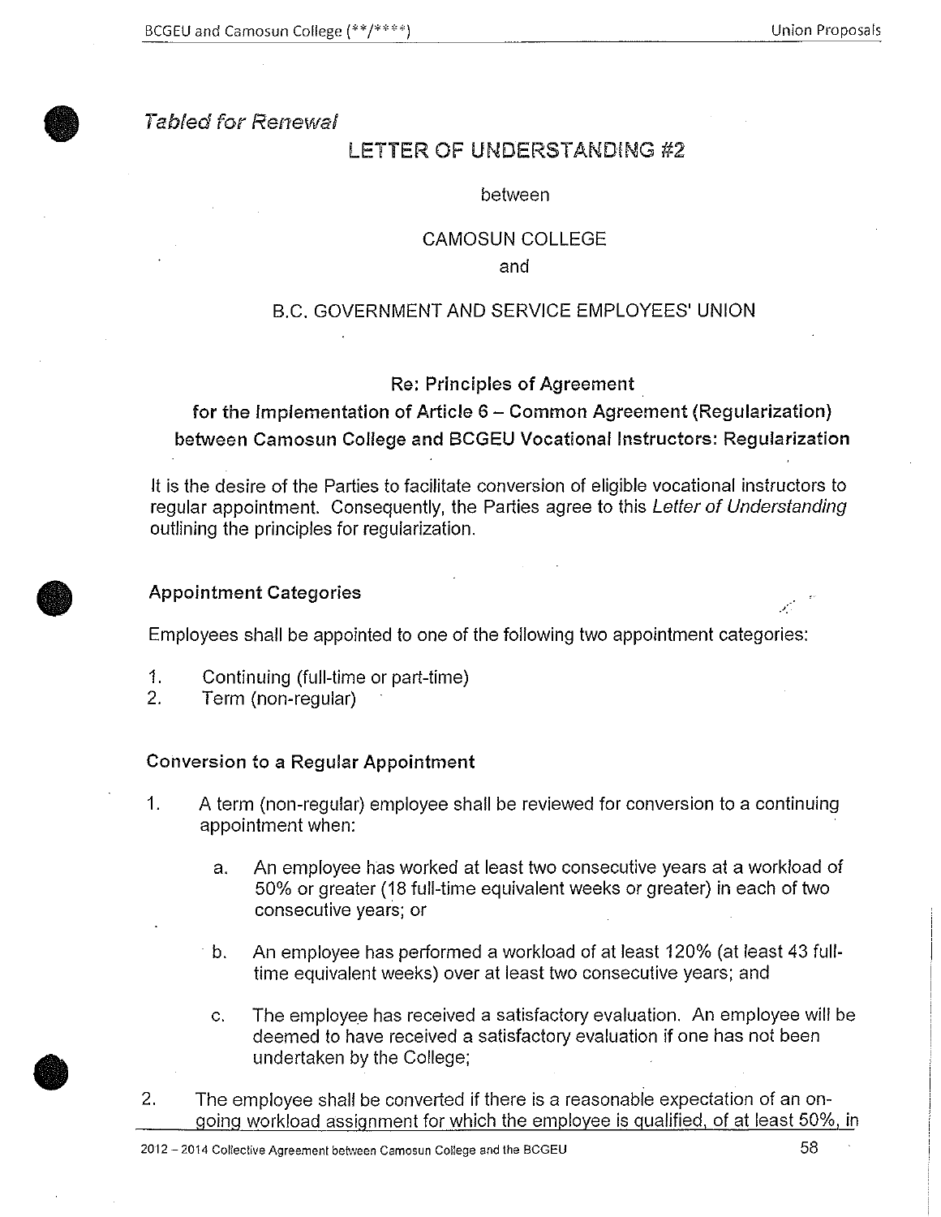*Tabled for Renewal*

# LETTER OF UNDERSTANDING #2

between

CAMOSUN COLLEGE

and

B.C. GOVERNMENT AND SERVICE EMPLOYEES' UNION

**Re: Principles of Agreement**
**for the Implementation of Article 6 – Common Agreement (Regularization)**
**between Camosun College and BCGEU Vocational Instructors: Regularization**

It is the desire of the Parties to facilitate conversion of eligible vocational instructors to regular appointment. Consequently, the Parties agree to this *Letter of Understanding* outlining the principles for regularization.

### Appointment Categories

Employees shall be appointed to one of the following two appointment categories:

1. Continuing (full-time or part-time)
2. Term (non-regular)

### Conversion to a Regular Appointment

1. A term (non-regular) employee shall be reviewed for conversion to a continuing appointment when:

   a. An employee has worked at least two consecutive years at a workload of 50% or greater (18 full-time equivalent weeks or greater) in each of two consecutive years; or

   b. An employee has performed a workload of at least 120% (at least 43 full-time equivalent weeks) over at least two consecutive years; and

   c. The employee has received a satisfactory evaluation. An employee will be deemed to have received a satisfactory evaluation if one has not been undertaken by the College;

2. The employee shall be converted if there is a reasonable expectation of an on-going workload assignment for which the employee is qualified, of at least 50%, in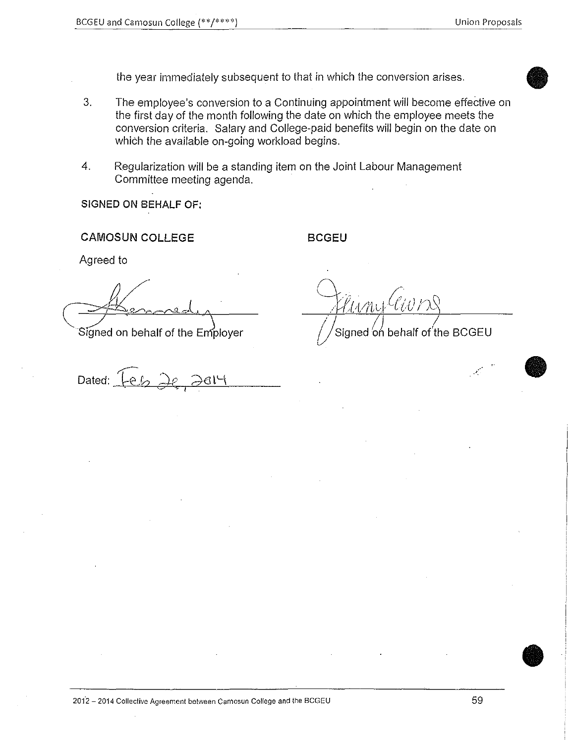the year immediately subsequent to that in which the conversion arises.

3. The employee's conversion to a Continuing appointment will become effective on the first day of the month following the date on which the employee meets the conversion criteria. Salary and College-paid benefits will begin on the date on which the available on-going workload begins.

4. Regularization will be a standing item on the Joint Labour Management Committee meeting agenda.

**SIGNED ON BEHALF OF:**

**CAMOSUN COLLEGE**

Agreed to

Signed on behalf of the Employer

**BCGEU**

Signed on behalf of the BCGEU

Dated: Feb 26, 2014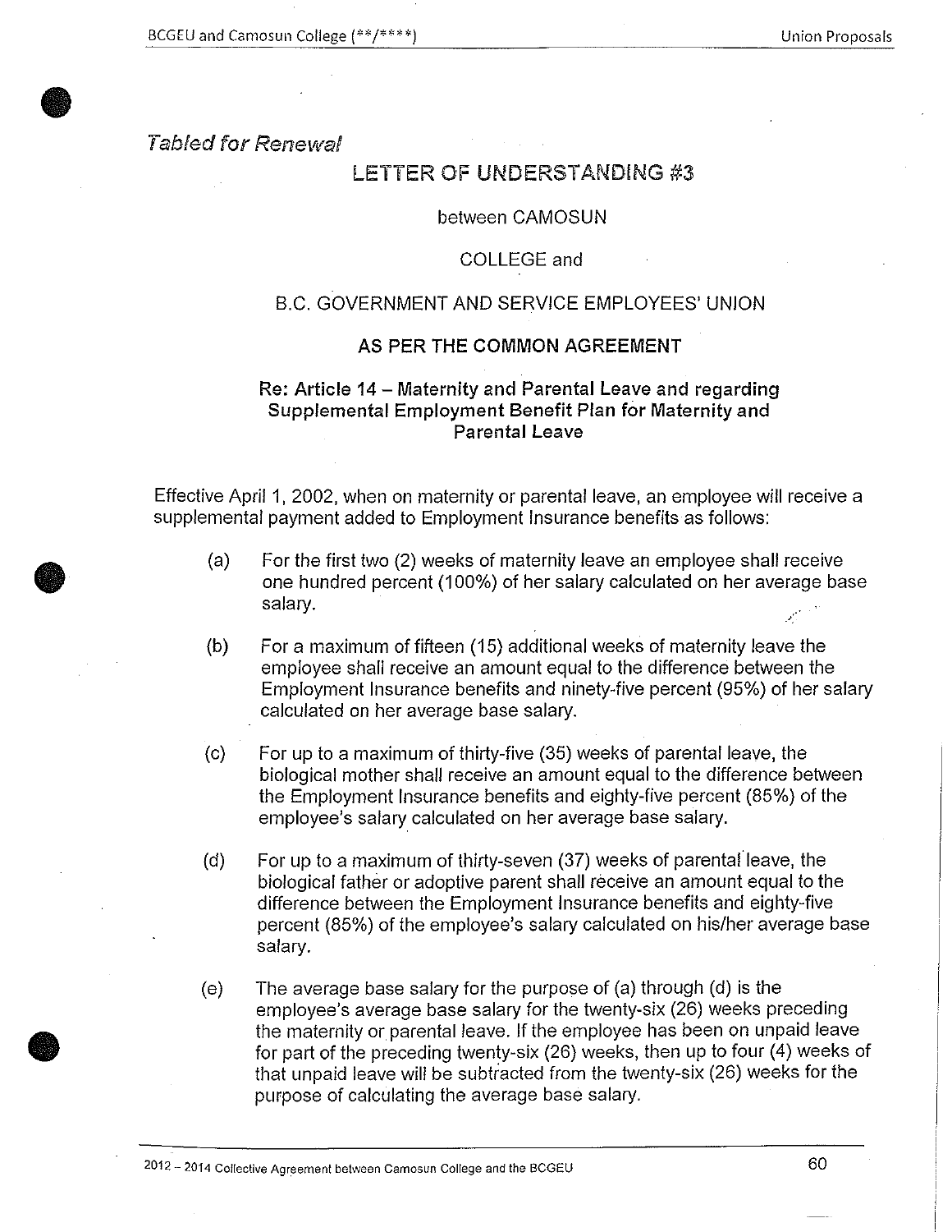*Tabled for Renewal*

# LETTER OF UNDERSTANDING #3

between CAMOSUN

COLLEGE and

B.C. GOVERNMENT AND SERVICE EMPLOYEES' UNION

**AS PER THE COMMON AGREEMENT**

**Re: Article 14 – Maternity and Parental Leave and regarding Supplemental Employment Benefit Plan for Maternity and Parental Leave**

Effective April 1, 2002, when on maternity or parental leave, an employee will receive a supplemental payment added to Employment Insurance benefits as follows:

(a) For the first two (2) weeks of maternity leave an employee shall receive one hundred percent (100%) of her salary calculated on her average base salary.

(b) For a maximum of fifteen (15) additional weeks of maternity leave the employee shall receive an amount equal to the difference between the Employment Insurance benefits and ninety-five percent (95%) of her salary calculated on her average base salary.

(c) For up to a maximum of thirty-five (35) weeks of parental leave, the biological mother shall receive an amount equal to the difference between the Employment Insurance benefits and eighty-five percent (85%) of the employee's salary calculated on her average base salary.

(d) For up to a maximum of thirty-seven (37) weeks of parental leave, the biological father or adoptive parent shall receive an amount equal to the difference between the Employment Insurance benefits and eighty-five percent (85%) of the employee's salary calculated on his/her average base salary.

(e) The average base salary for the purpose of (a) through (d) is the employee's average base salary for the twenty-six (26) weeks preceding the maternity or parental leave. If the employee has been on unpaid leave for part of the preceding twenty-six (26) weeks, then up to four (4) weeks of that unpaid leave will be subtracted from the twenty-six (26) weeks for the purpose of calculating the average base salary.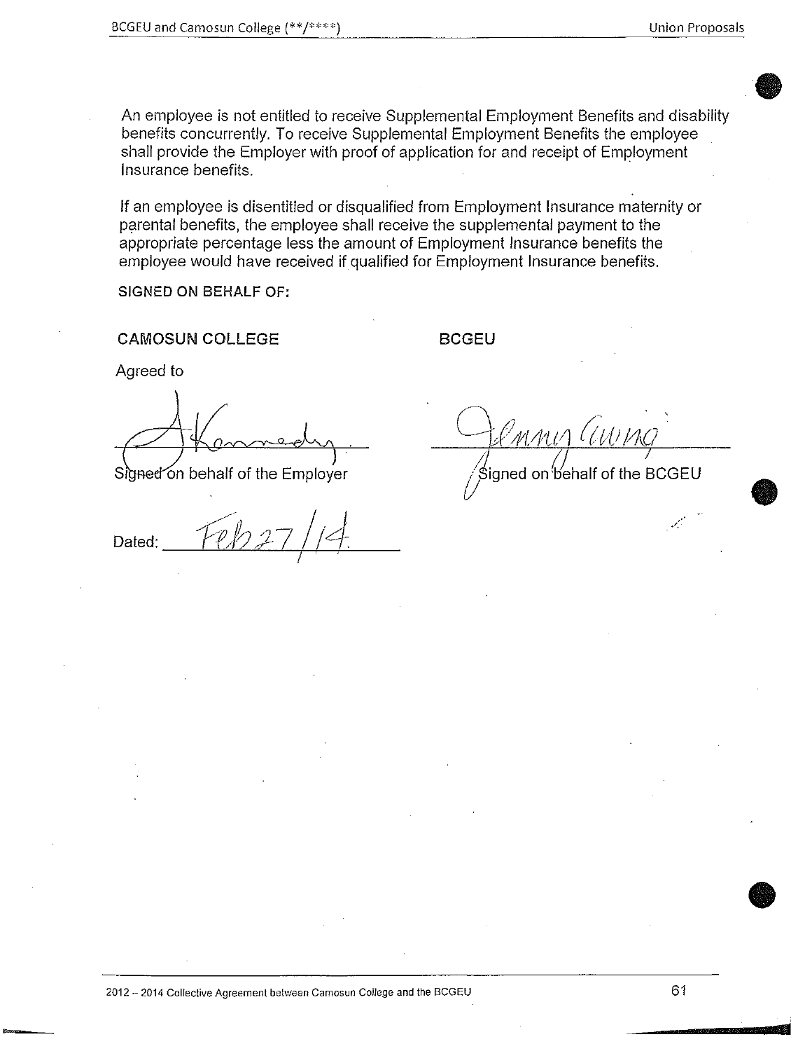An employee is not entitled to receive Supplemental Employment Benefits and disability benefits concurrently. To receive Supplemental Employment Benefits the employee shall provide the Employer with proof of application for and receipt of Employment Insurance benefits.

If an employee is disentitled or disqualified from Employment Insurance maternity or parental benefits, the employee shall receive the supplemental payment to the appropriate percentage less the amount of Employment Insurance benefits the employee would have received if qualified for Employment Insurance benefits.

**SIGNED ON BEHALF OF:**

**CAMOSUN COLLEGE**

Agreed to

A Kennedy

Signed on behalf of the Employer

Dated: Feb 27/14

**BCGEU**

Jenny Cuong

Signed on behalf of the BCGEU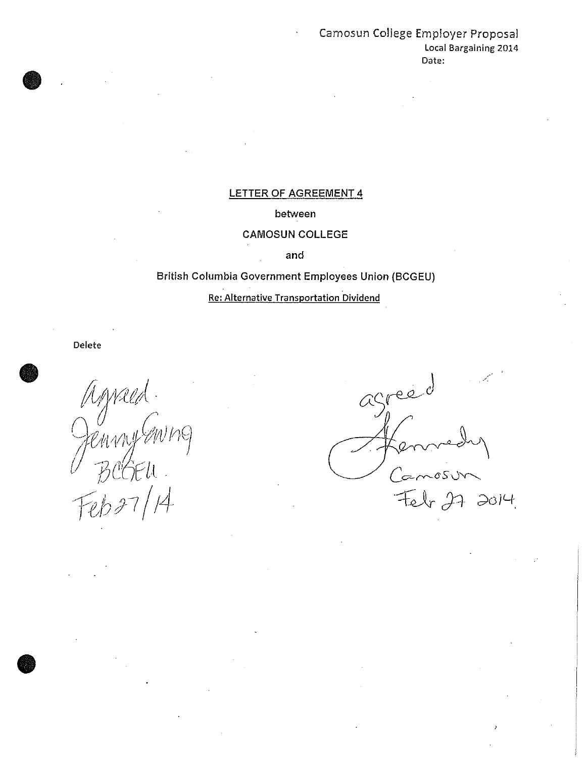Camosun College Employer Proposal
Local Bargaining 2014
Date:

**LETTER OF AGREEMENT 4**

between

CAMOSUN COLLEGE

and

British Columbia Government Employees Union (BCGEU)

**Re: Alternative Transportation Dividend**

Delete

Agreed.
Jenny Ewing
BCGEU.
Feb 27/14

agreed
J. Kennedy
Camosun
Feb 27 2014.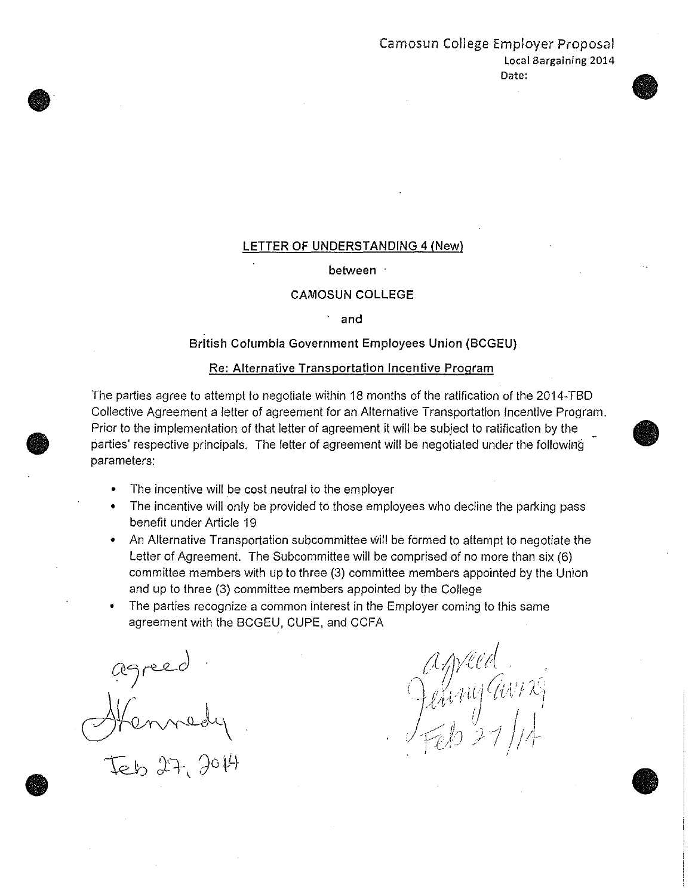Camosun College Employer Proposal
Local Bargaining 2014
Date:

## LETTER OF UNDERSTANDING 4 (New)

between

CAMOSUN COLLEGE

and

British Columbia Government Employees Union (BCGEU)

## Re: Alternative Transportation Incentive Program

The parties agree to attempt to negotiate within 18 months of the ratification of the 2014-TBD Collective Agreement a letter of agreement for an Alternative Transportation Incentive Program. Prior to the implementation of that letter of agreement it will be subject to ratification by the parties' respective principals. The letter of agreement will be negotiated under the following parameters:

- The incentive will be cost neutral to the employer
- The incentive will only be provided to those employees who decline the parking pass benefit under Article 19
- An Alternative Transportation subcommittee will be formed to attempt to negotiate the Letter of Agreement. The Subcommittee will be comprised of no more than six (6) committee members with up to three (3) committee members appointed by the Union and up to three (3) committee members appointed by the College
- The parties recognize a common interest in the Employer coming to this same agreement with the BCGEU, CUPE, and CCFA

agreed
J Kennedy
Feb 27, 2014

agreed
Jenny Currie
Feb 27/14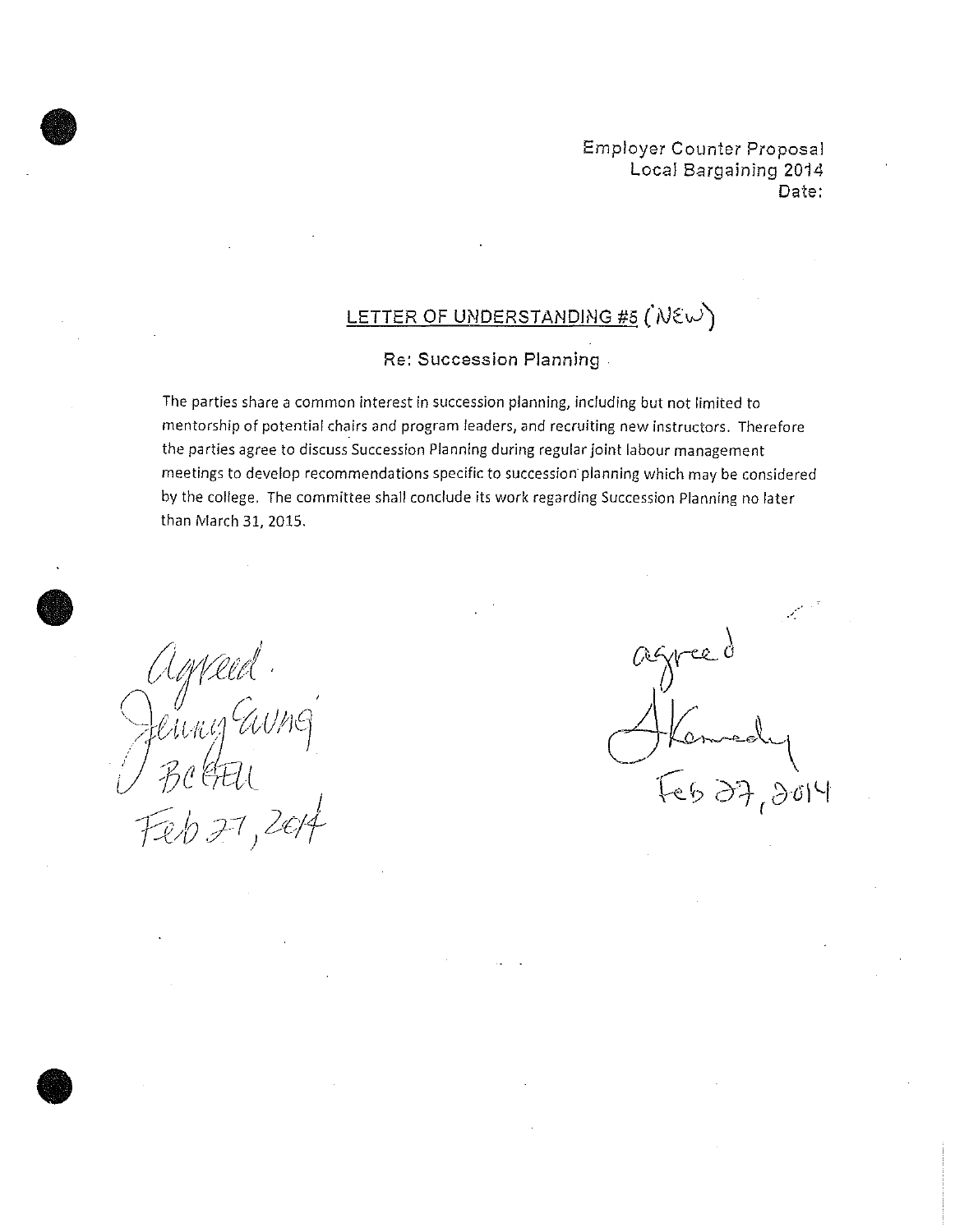Employer Counter Proposal
Local Bargaining 2014
Date:

## LETTER OF UNDERSTANDING #5 (NEW)

**Re: Succession Planning**

The parties share a common interest in succession planning, including but not limited to mentorship of potential chairs and program leaders, and recruiting new instructors. Therefore the parties agree to discuss Succession Planning during regular joint labour management meetings to develop recommendations specific to succession planning which may be considered by the college. The committee shall conclude its work regarding Succession Planning no later than March 31, 2015.

Agreed.
Jenny Ewing
BCGEU
Feb 27, 2014

agreed
J Kennedy
Feb 27, 2014